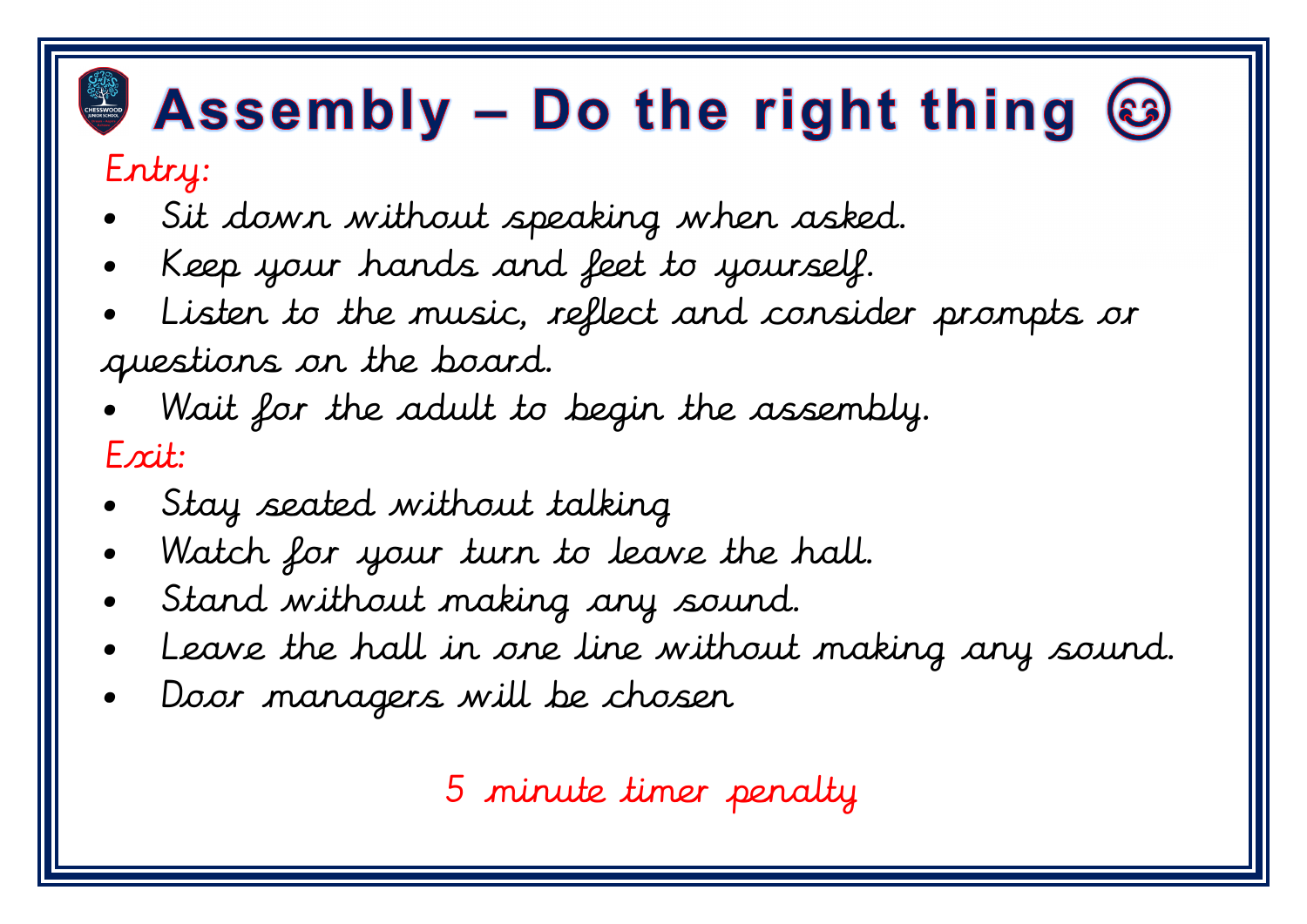# Assembly – Do the right thing 😊

Entry:

- Sit down without speaking when asked.
- Keep your hands and feet to yourself.
- Listen to the music, reflect and consider prompts or questions on the board.
- Wait for the adult to begin the assembly.

Exit:

- Stay seated without talking
- Watch for your turn to leave the hall.
- Stand without making any sound.
- Leave the hall in one line without making any sound.
- Door managers will be chosen

5 minute timer penalty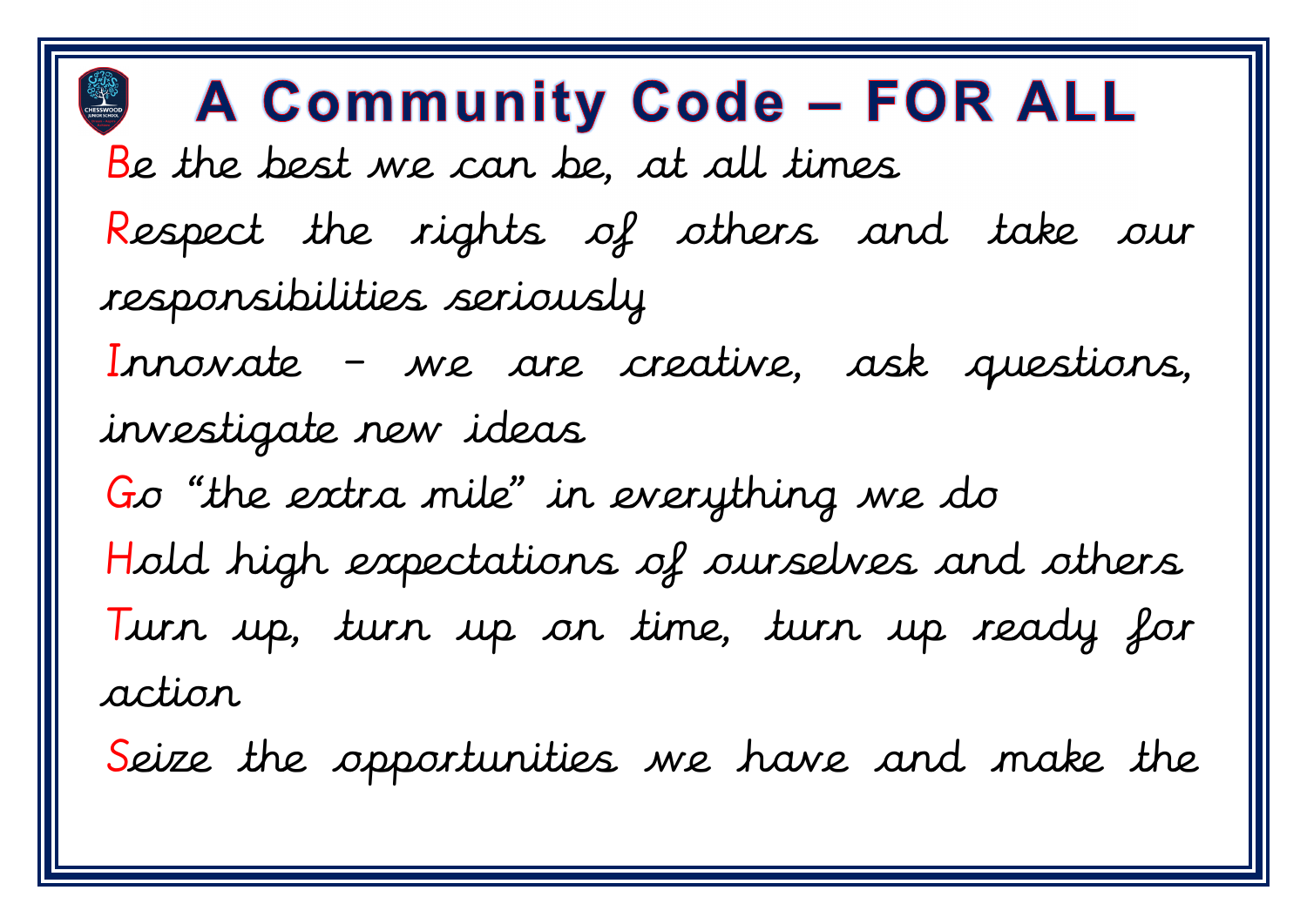# A Community Code – FOR ALL

Be the best we can be, at all times

Respect the rights of others and take our responsibilities seriously

Innovate – we are creative, ask questions, investigate new ideas

Go "the extra mile" in everything we do

Hold high expectations of ourselves and others

Turn up, turn up on time, turn up ready for action

Seize the opportunities we have and make the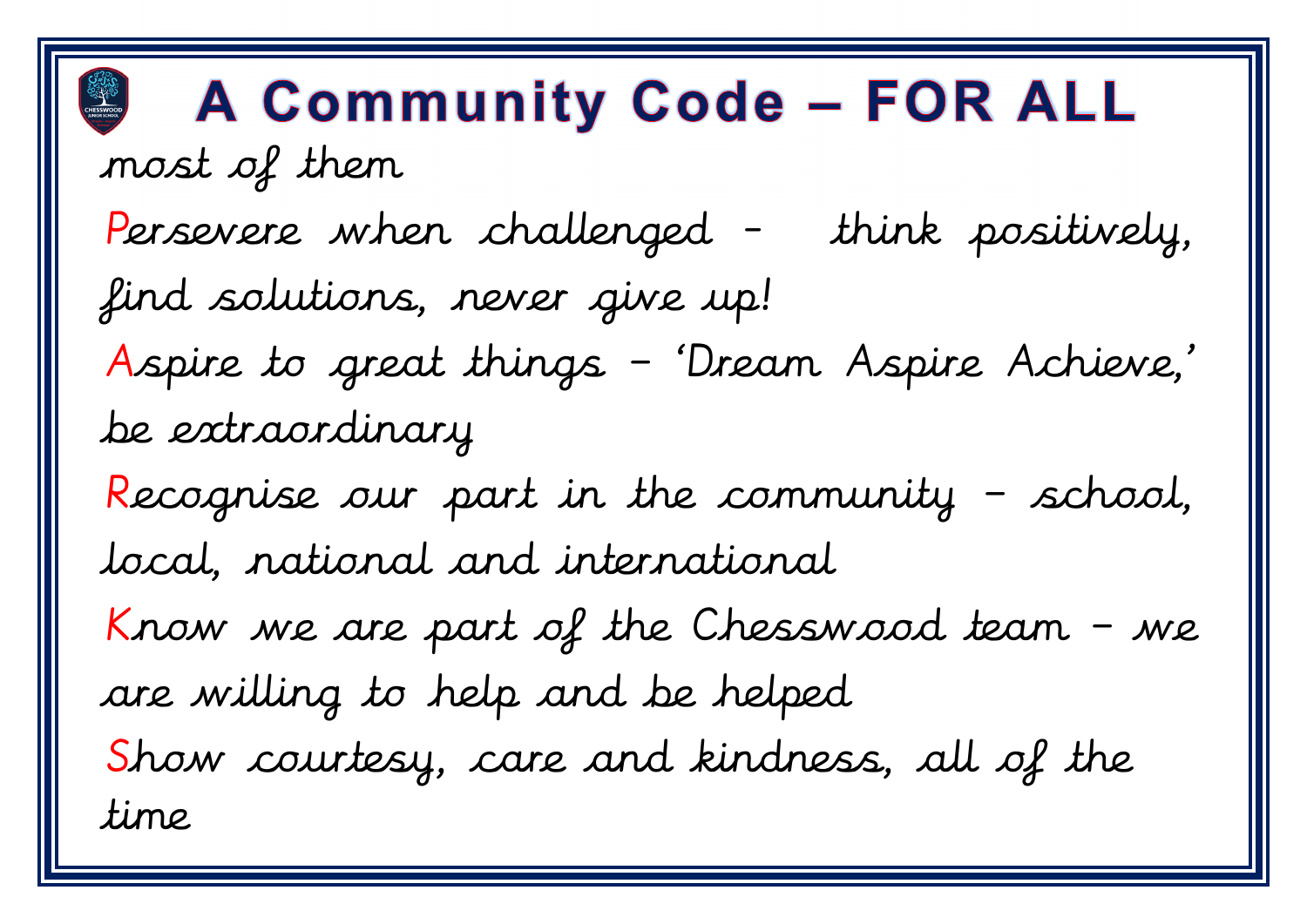# A Community Code – FOR ALL

most of them

Persevere when challenged – think positively, find solutions, never give up!

Aspire to great things – 'Dream Aspire Achieve,' be extraordinary

Recognise our part in the community – school, local, national and international

Know we are part of the Chesswood team – we are willing to help and be helped

Show courtesy, care and kindness, all of the time